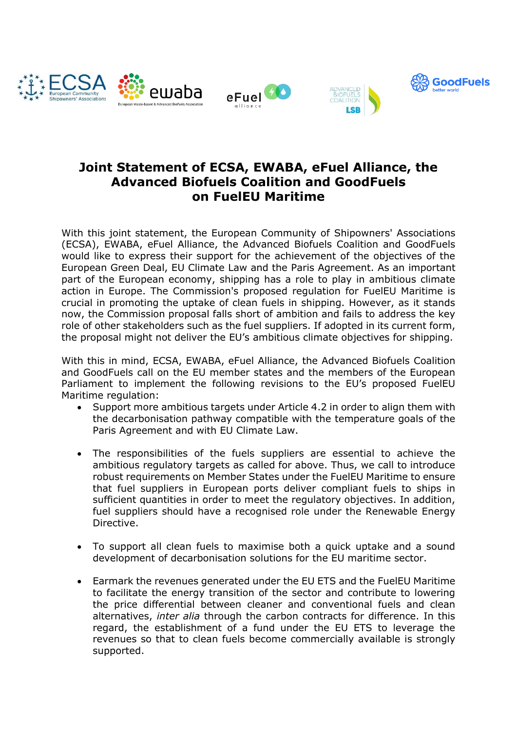# Joint Statement of ECSA, EWABA, eFuel Alliance, the Advanced Biofuels Coalition and GoodFuels on FuelEU Maritime

With this joint statement, the European Community of Shipowners' Associations (ECSA), EWABA, eFuel Alliance, the Advanced Biofuels Coalition and GoodFuels would like to express their support for the achievement of the objectives of the European Green Deal, EU Climate Law and the Paris Agreement. As an important part of the European economy, shipping has a role to play in ambitious climate action in Europe. The Commission's proposed regulation for FuelEU Maritime is crucial in promoting the uptake of clean fuels in shipping. However, as it stands now, the Commission proposal falls short of ambition and fails to address the key role of other stakeholders such as the fuel suppliers. If adopted in its current form, the proposal might not deliver the EU's ambitious climate objectives for shipping.

With this in mind, ECSA, EWABA, eFuel Alliance, the Advanced Biofuels Coalition and GoodFuels call on the EU member states and the members of the European Parliament to implement the following revisions to the EU's proposed FuelEU Maritime regulation:

- Support more ambitious targets under Article 4.2 in order to align them with the decarbonisation pathway compatible with the temperature goals of the Paris Agreement and with EU Climate Law.

- The responsibilities of the fuels suppliers are essential to achieve the ambitious regulatory targets as called for above. Thus, we call to introduce robust requirements on Member States under the FuelEU Maritime to ensure that fuel suppliers in European ports deliver compliant fuels to ships in sufficient quantities in order to meet the regulatory objectives. In addition, fuel suppliers should have a recognised role under the Renewable Energy Directive.

- To support all clean fuels to maximise both a quick uptake and a sound development of decarbonisation solutions for the EU maritime sector.

- Earmark the revenues generated under the EU ETS and the FuelEU Maritime to facilitate the energy transition of the sector and contribute to lowering the price differential between cleaner and conventional fuels and clean alternatives, *inter alia* through the carbon contracts for difference. In this regard, the establishment of a fund under the EU ETS to leverage the revenues so that to clean fuels become commercially available is strongly supported.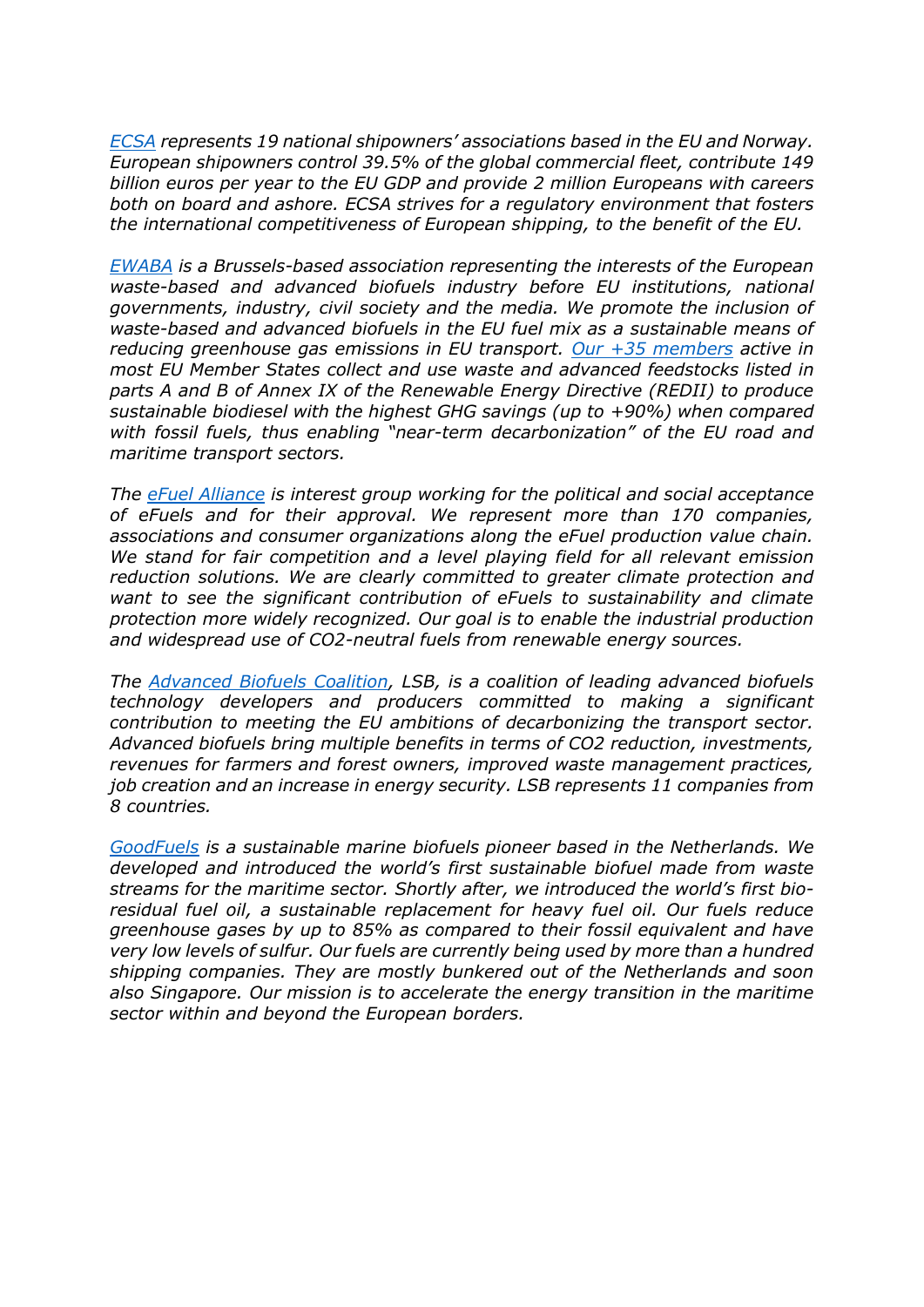*[ECSA](#) represents 19 national shipowners' associations based in the EU and Norway. European shipowners control 39.5% of the global commercial fleet, contribute 149 billion euros per year to the EU GDP and provide 2 million Europeans with careers both on board and ashore. ECSA strives for a regulatory environment that fosters the international competitiveness of European shipping, to the benefit of the EU.*

*[EWABA](#) is a Brussels-based association representing the interests of the European waste-based and advanced biofuels industry before EU institutions, national governments, industry, civil society and the media. We promote the inclusion of waste-based and advanced biofuels in the EU fuel mix as a sustainable means of reducing greenhouse gas emissions in EU transport. [Our +35 members](#) active in most EU Member States collect and use waste and advanced feedstocks listed in parts A and B of Annex IX of the Renewable Energy Directive (REDII) to produce sustainable biodiesel with the highest GHG savings (up to +90%) when compared with fossil fuels, thus enabling "near-term decarbonization" of the EU road and maritime transport sectors.*

*The [eFuel Alliance](#) is interest group working for the political and social acceptance of eFuels and for their approval. We represent more than 170 companies, associations and consumer organizations along the eFuel production value chain. We stand for fair competition and a level playing field for all relevant emission reduction solutions. We are clearly committed to greater climate protection and want to see the significant contribution of eFuels to sustainability and climate protection more widely recognized. Our goal is to enable the industrial production and widespread use of CO2-neutral fuels from renewable energy sources.*

*The [Advanced Biofuels Coalition](#), LSB, is a coalition of leading advanced biofuels technology developers and producers committed to making a significant contribution to meeting the EU ambitions of decarbonizing the transport sector. Advanced biofuels bring multiple benefits in terms of CO2 reduction, investments, revenues for farmers and forest owners, improved waste management practices, job creation and an increase in energy security. LSB represents 11 companies from 8 countries.*

*[GoodFuels](#) is a sustainable marine biofuels pioneer based in the Netherlands. We developed and introduced the world's first sustainable biofuel made from waste streams for the maritime sector. Shortly after, we introduced the world's first bio-residual fuel oil, a sustainable replacement for heavy fuel oil. Our fuels reduce greenhouse gases by up to 85% as compared to their fossil equivalent and have very low levels of sulfur. Our fuels are currently being used by more than a hundred shipping companies. They are mostly bunkered out of the Netherlands and soon also Singapore. Our mission is to accelerate the energy transition in the maritime sector within and beyond the European borders.*